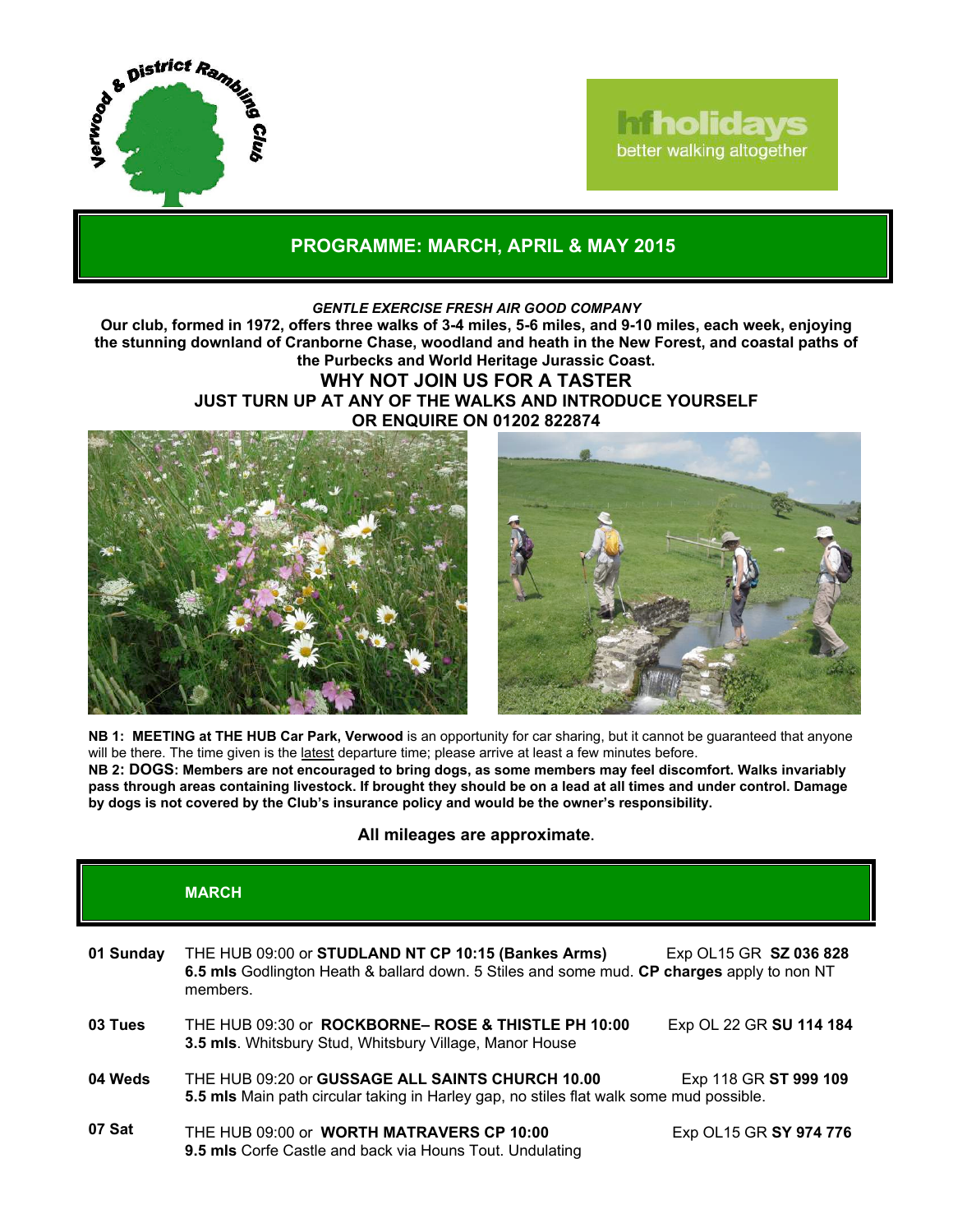Verwood & District Rambling Club

hfholidays
better walking altogether

## PROGRAMME: MARCH, APRIL & MAY 2015

***GENTLE EXERCISE FRESH AIR GOOD COMPANY***

**Our club, formed in 1972, offers three walks of 3-4 miles, 5-6 miles, and 9-10 miles, each week, enjoying the stunning downland of Cranborne Chase, woodland and heath in the New Forest, and coastal paths of the Purbecks and World Heritage Jurassic Coast.**

**WHY NOT JOIN US FOR A TASTER**

**JUST TURN UP AT ANY OF THE WALKS AND INTRODUCE YOURSELF**

**OR ENQUIRE ON 01202 822874**

**NB 1: MEETING at THE HUB Car Park, Verwood** is an opportunity for car sharing, but it cannot be guaranteed that anyone will be there. The time given is the latest departure time; please arrive at least a few minutes before.

**NB 2: DOGS: Members are not encouraged to bring dogs, as some members may feel discomfort. Walks invariably pass through areas containing livestock. If brought they should be on a lead at all times and under control. Damage by dogs is not covered by the Club's insurance policy and would be the owner's responsibility.**

**All mileages are approximate.**

## MARCH

| Date | Walk | Map / Grid Ref |
|---|---|---|
| **01 Sunday** | THE HUB 09:00 or **STUDLAND NT CP 10:15 (Bankes Arms)**<br>**6.5 mls** Godlington Heath & ballard down. 5 Stiles and some mud. **CP charges** apply to non NT members. | Exp OL15 GR **SZ 036 828** |
| **03 Tues** | THE HUB 09:30 or **ROCKBORNE– ROSE & THISTLE PH 10:00**<br>**3.5 mls**. Whitsbury Stud, Whitsbury Village, Manor House | Exp OL 22 GR **SU 114 184** |
| **04 Weds** | THE HUB 09:20 or **GUSSAGE ALL SAINTS CHURCH 10.00**<br>**5.5 mls** Main path circular taking in Harley gap, no stiles flat walk some mud possible. | Exp 118 GR **ST 999 109** |
| **07 Sat** | THE HUB 09:00 or **WORTH MATRAVERS CP 10:00**<br>**9.5 mls** Corfe Castle and back via Houns Tout. Undulating | Exp OL15 GR **SY 974 776** |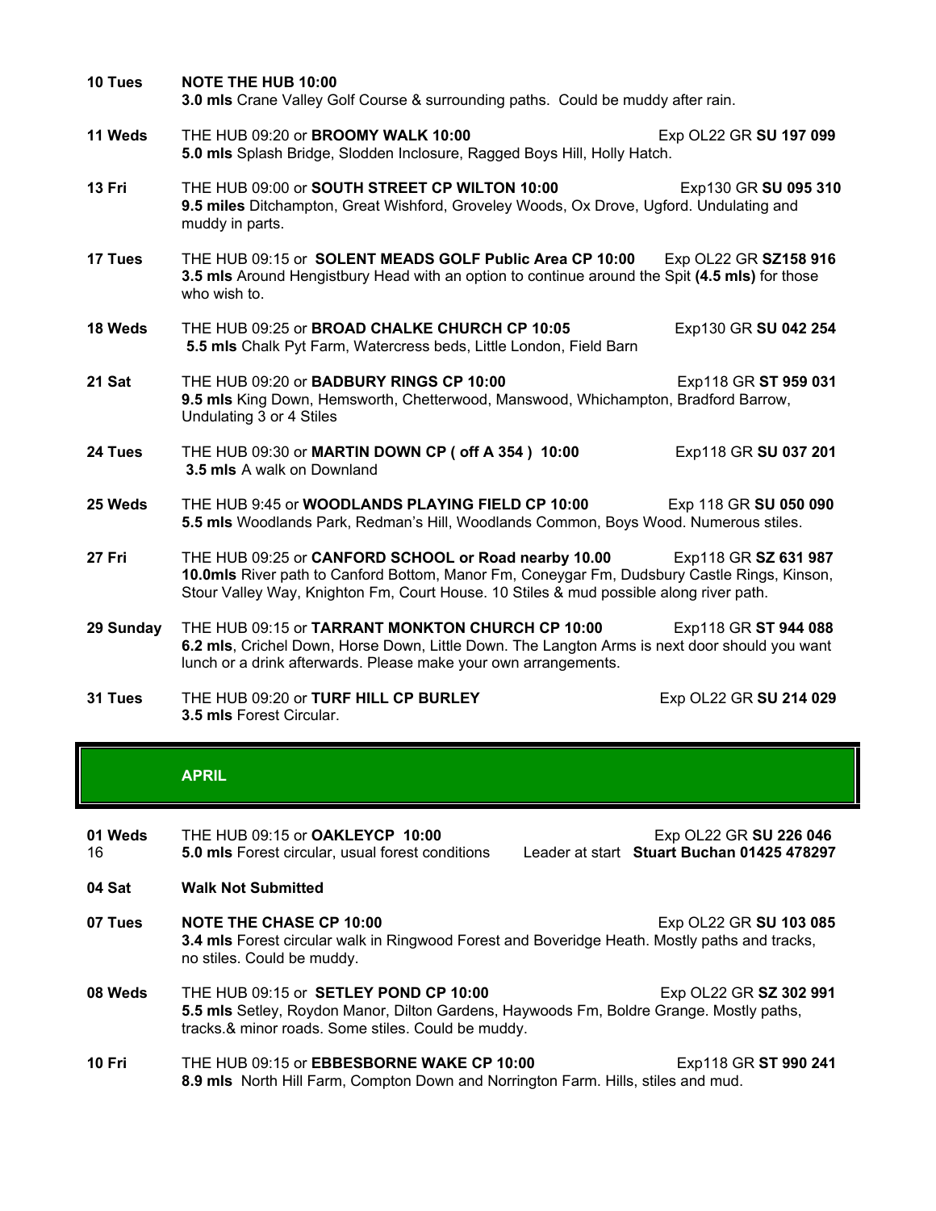**10 Tues** **NOTE THE HUB 10:00**
**3.0 mls** Crane Valley Golf Course & surrounding paths. Could be muddy after rain.

**11 Weds** THE HUB 09:20 or **BROOMY WALK 10:00** Exp OL22 GR **SU 197 099**
**5.0 mls** Splash Bridge, Slodden Inclosure, Ragged Boys Hill, Holly Hatch.

**13 Fri** THE HUB 09:00 or **SOUTH STREET CP WILTON 10:00** Exp130 GR **SU 095 310**
**9.5 miles** Ditchampton, Great Wishford, Groveley Woods, Ox Drove, Ugford. Undulating and muddy in parts.

**17 Tues** THE HUB 09:15 or **SOLENT MEADS GOLF Public Area CP 10:00** Exp OL22 GR **SZ158 916**
**3.5 mls** Around Hengistbury Head with an option to continue around the Spit **(4.5 mls)** for those who wish to.

**18 Weds** THE HUB 09:25 or **BROAD CHALKE CHURCH CP 10:05** Exp130 GR **SU 042 254**
**5.5 mls** Chalk Pyt Farm, Watercress beds, Little London, Field Barn

**21 Sat** THE HUB 09:20 or **BADBURY RINGS CP 10:00** Exp118 GR **ST 959 031**
**9.5 mls** King Down, Hemsworth, Chetterwood, Manswood, Whichampton, Bradford Barrow, Undulating 3 or 4 Stiles

**24 Tues** THE HUB 09:30 or **MARTIN DOWN CP ( off A 354 ) 10:00** Exp118 GR **SU 037 201**
**3.5 mls** A walk on Downland

**25 Weds** THE HUB 9:45 or **WOODLANDS PLAYING FIELD CP 10:00** Exp 118 GR **SU 050 090**
**5.5 mls** Woodlands Park, Redman's Hill, Woodlands Common, Boys Wood. Numerous stiles.

**27 Fri** THE HUB 09:25 or **CANFORD SCHOOL or Road nearby 10.00** Exp118 GR **SZ 631 987**
**10.0mls** River path to Canford Bottom, Manor Fm, Coneygar Fm, Dudsbury Castle Rings, Kinson, Stour Valley Way, Knighton Fm, Court House. 10 Stiles & mud possible along river path.

**29 Sunday** THE HUB 09:15 or **TARRANT MONKTON CHURCH CP 10:00** Exp118 GR **ST 944 088**
**6.2 mls**, Crichel Down, Horse Down, Little Down. The Langton Arms is next door should you want lunch or a drink afterwards. Please make your own arrangements.

**31 Tues** THE HUB 09:20 or **TURF HILL CP BURLEY** Exp OL22 GR **SU 214 029**
**3.5 mls** Forest Circular.

## APRIL

**01 Weds** THE HUB 09:15 or **OAKLEYCP 10:00** Exp OL22 GR **SU 226 046**
16 **5.0 mls** Forest circular, usual forest conditions Leader at start **Stuart Buchan 01425 478297**

**04 Sat** **Walk Not Submitted**

**07 Tues** **NOTE THE CHASE CP 10:00** Exp OL22 GR **SU 103 085**
**3.4 mls** Forest circular walk in Ringwood Forest and Boveridge Heath. Mostly paths and tracks, no stiles. Could be muddy.

**08 Weds** THE HUB 09:15 or **SETLEY POND CP 10:00** Exp OL22 GR **SZ 302 991**
**5.5 mls** Setley, Roydon Manor, Dilton Gardens, Haywoods Fm, Boldre Grange. Mostly paths, tracks.& minor roads. Some stiles. Could be muddy.

**10 Fri** THE HUB 09:15 or **EBBESBORNE WAKE CP 10:00** Exp118 GR **ST 990 241**
**8.9 mls** North Hill Farm, Compton Down and Norrington Farm. Hills, stiles and mud.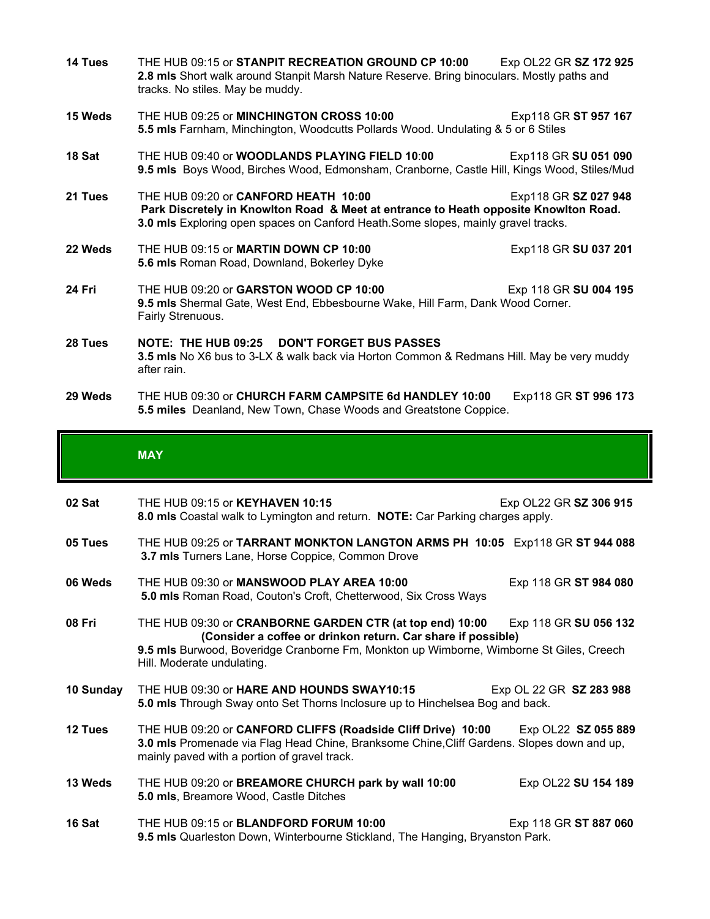**14 Tues** THE HUB 09:15 or **STANPIT RECREATION GROUND CP 10:00** Exp OL22 GR **SZ 172 925**
**2.8 mls** Short walk around Stanpit Marsh Nature Reserve. Bring binoculars. Mostly paths and tracks. No stiles. May be muddy.

**15 Weds** THE HUB 09:25 or **MINCHINGTON CROSS 10:00** Exp118 GR **ST 957 167**
**5.5 mls** Farnham, Minchington, Woodcutts Pollards Wood. Undulating & 5 or 6 Stiles

**18 Sat** THE HUB 09:40 or **WOODLANDS PLAYING FIELD 10:00** Exp118 GR **SU 051 090**
**9.5 mls** Boys Wood, Birches Wood, Edmonsham, Cranborne, Castle Hill, Kings Wood, Stiles/Mud

**21 Tues** THE HUB 09:20 or **CANFORD HEATH 10:00** Exp118 GR **SZ 027 948**
**Park Discretely in Knowlton Road & Meet at entrance to Heath opposite Knowlton Road.**
**3.0 mls** Exploring open spaces on Canford Heath.Some slopes, mainly gravel tracks.

**22 Weds** THE HUB 09:15 or **MARTIN DOWN CP 10:00** Exp118 GR **SU 037 201**
**5.6 mls** Roman Road, Downland, Bokerley Dyke

**24 Fri** THE HUB 09:20 or **GARSTON WOOD CP 10:00** Exp 118 GR **SU 004 195**
**9.5 mls** Shermal Gate, West End, Ebbesbourne Wake, Hill Farm, Dank Wood Corner. Fairly Strenuous.

**28 Tues** **NOTE: THE HUB 09:25 DON'T FORGET BUS PASSES**
**3.5 mls** No X6 bus to 3-LX & walk back via Horton Common & Redmans Hill. May be very muddy after rain.

**29 Weds** THE HUB 09:30 or **CHURCH FARM CAMPSITE 6d HANDLEY 10:00** Exp118 GR **ST 996 173**
**5.5 miles** Deanland, New Town, Chase Woods and Greatstone Coppice.

## MAY

**02 Sat** THE HUB 09:15 or **KEYHAVEN 10:15** Exp OL22 GR **SZ 306 915**
**8.0 mls** Coastal walk to Lymington and return. **NOTE:** Car Parking charges apply.

**05 Tues** THE HUB 09:25 or **TARRANT MONKTON LANGTON ARMS PH 10:05** Exp118 GR **ST 944 088**
**3.7 mls** Turners Lane, Horse Coppice, Common Drove

**06 Weds** THE HUB 09:30 or **MANSWOOD PLAY AREA 10:00** Exp 118 GR **ST 984 080**
**5.0 mls** Roman Road, Couton's Croft, Chetterwood, Six Cross Ways

**08 Fri** THE HUB 09:30 or **CRANBORNE GARDEN CTR (at top end) 10:00** Exp 118 GR **SU 056 132**
**(Consider a coffee or drinkon return. Car share if possible)**
**9.5 mls** Burwood, Boveridge Cranborne Fm, Monkton up Wimborne, Wimborne St Giles, Creech Hill. Moderate undulating.

**10 Sunday** THE HUB 09:30 or **HARE AND HOUNDS SWAY10:15** Exp OL 22 GR **SZ 283 988**
**5.0 mls** Through Sway onto Set Thorns Inclosure up to Hinchelsea Bog and back.

**12 Tues** THE HUB 09:20 or **CANFORD CLIFFS (Roadside Cliff Drive) 10:00** Exp OL22 **SZ 055 889**
**3.0 mls** Promenade via Flag Head Chine, Branksome Chine,Cliff Gardens. Slopes down and up, mainly paved with a portion of gravel track.

**13 Weds** THE HUB 09:20 or **BREAMORE CHURCH park by wall 10:00** Exp OL22 **SU 154 189**
**5.0 mls**, Breamore Wood, Castle Ditches

**16 Sat** THE HUB 09:15 or **BLANDFORD FORUM 10:00** Exp 118 GR **ST 887 060**
**9.5 mls** Quarleston Down, Winterbourne Stickland, The Hanging, Bryanston Park.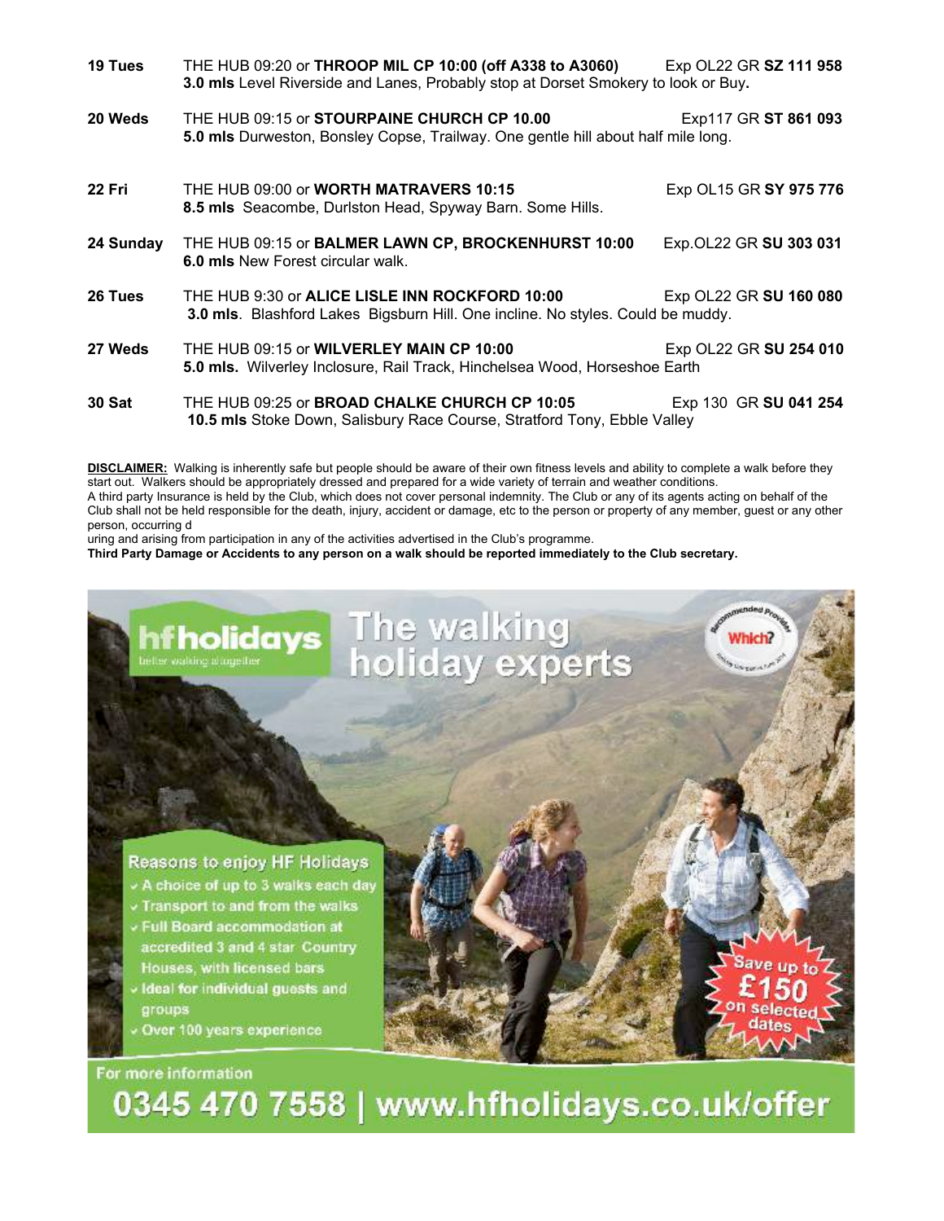**19 Tues** THE HUB 09:20 or **THROOP MIL CP 10:00 (off A338 to A3060)** Exp OL22 GR **SZ 111 958**
**3.0 mls** Level Riverside and Lanes, Probably stop at Dorset Smokery to look or Buy**.**

**20 Weds** THE HUB 09:15 or **STOURPAINE CHURCH CP 10.00** Exp117 GR **ST 861 093**
**5.0 mls** Durweston, Bonsley Copse, Trailway. One gentle hill about half mile long.

**22 Fri** THE HUB 09:00 or **WORTH MATRAVERS 10:15** Exp OL15 GR **SY 975 776**
**8.5 mls** Seacombe, Durlston Head, Spyway Barn. Some Hills.

**24 Sunday** THE HUB 09:15 or **BALMER LAWN CP, BROCKENHURST 10:00** Exp.OL22 GR **SU 303 031**
**6.0 mls** New Forest circular walk.

**26 Tues** THE HUB 9:30 or **ALICE LISLE INN ROCKFORD 10:00** Exp OL22 GR **SU 160 080**
**3.0 mls**. Blashford Lakes Bigsburn Hill. One incline. No styles. Could be muddy.

**27 Weds** THE HUB 09:15 or **WILVERLEY MAIN CP 10:00** Exp OL22 GR **SU 254 010**
**5.0 mls.** Wilverley Inclosure, Rail Track, Hinchelsea Wood, Horseshoe Earth

**30 Sat** THE HUB 09:25 or **BROAD CHALKE CHURCH CP 10:05** Exp 130 GR **SU 041 254**
**10.5 mls** Stoke Down, Salisbury Race Course, Stratford Tony, Ebble Valley

**DISCLAIMER:** Walking is inherently safe but people should be aware of their own fitness levels and ability to complete a walk before they start out. Walkers should be appropriately dressed and prepared for a wide variety of terrain and weather conditions.
A third party Insurance is held by the Club, which does not cover personal indemnity. The Club or any of its agents acting on behalf of the Club shall not be held responsible for the death, injury, accident or damage, etc to the person or property of any member, guest or any other person, occurring d
uring and arising from participation in any of the activities advertised in the Club's programme.
**Third Party Damage or Accidents to any person on a walk should be reported immediately to the Club secretary.**

**hfholidays** better walking together

**The walking holiday experts**

Reasons to enjoy HF Holidays
- A choice of up to 3 walks each day
- Transport to and from the walks
- Full Board accommodation at accredited 3 and 4 star Country Houses, with licensed bars
- Ideal for individual guests and groups
- Over 100 years experience

Save up to £150 on selected dates

For more information
**0345 470 7558 | www.hfholidays.co.uk/offer**